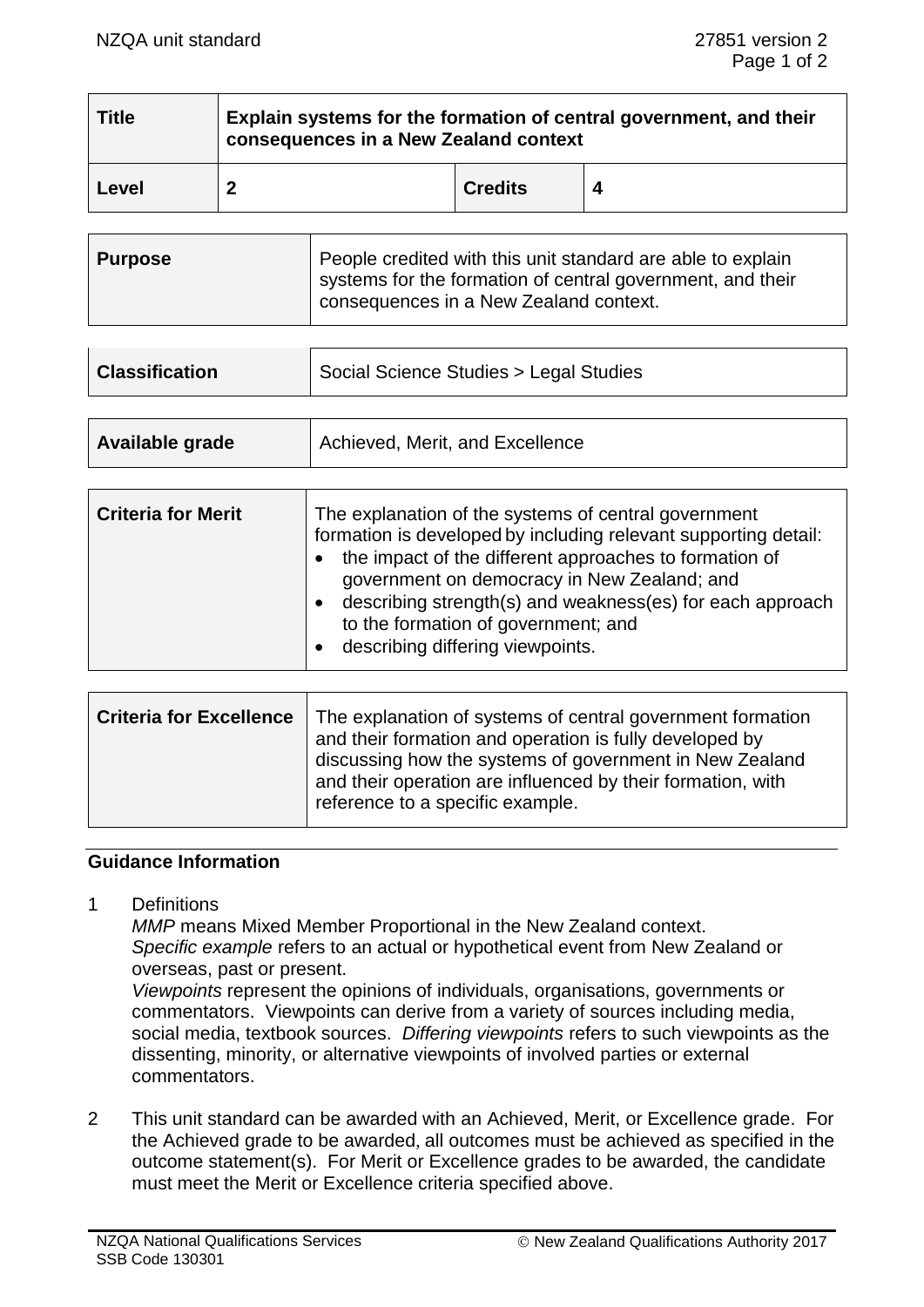| Title | Explain systems for the formation of central government, and their consequences in a New Zealand context | | |
|---|---|---|---|
| **Level** | **2** | **Credits** | **4** |

| Purpose | People credited with this unit standard are able to explain systems for the formation of central government, and their consequences in a New Zealand context. |
|---|---|

| Classification | Social Science Studies > Legal Studies |
|---|---|

| Available grade | Achieved, Merit, and Excellence |
|---|---|

| Criteria for Merit | The explanation of the systems of central government formation is developed by including relevant supporting detail: <br>• the impact of the different approaches to formation of government on democracy in New Zealand; and <br>• describing strength(s) and weakness(es) for each approach to the formation of government; and <br>• describing differing viewpoints. |
|---|---|

| Criteria for Excellence | The explanation of systems of central government formation and their formation and operation is fully developed by discussing how the systems of government in New Zealand and their operation are influenced by their formation, with reference to a specific example. |
|---|---|

## Guidance Information

1 Definitions
*MMP* means Mixed Member Proportional in the New Zealand context.
*Specific example* refers to an actual or hypothetical event from New Zealand or overseas, past or present.
*Viewpoints* represent the opinions of individuals, organisations, governments or commentators. Viewpoints can derive from a variety of sources including media, social media, textbook sources. *Differing viewpoints* refers to such viewpoints as the dissenting, minority, or alternative viewpoints of involved parties or external commentators.

2 This unit standard can be awarded with an Achieved, Merit, or Excellence grade. For the Achieved grade to be awarded, all outcomes must be achieved as specified in the outcome statement(s). For Merit or Excellence grades to be awarded, the candidate must meet the Merit or Excellence criteria specified above.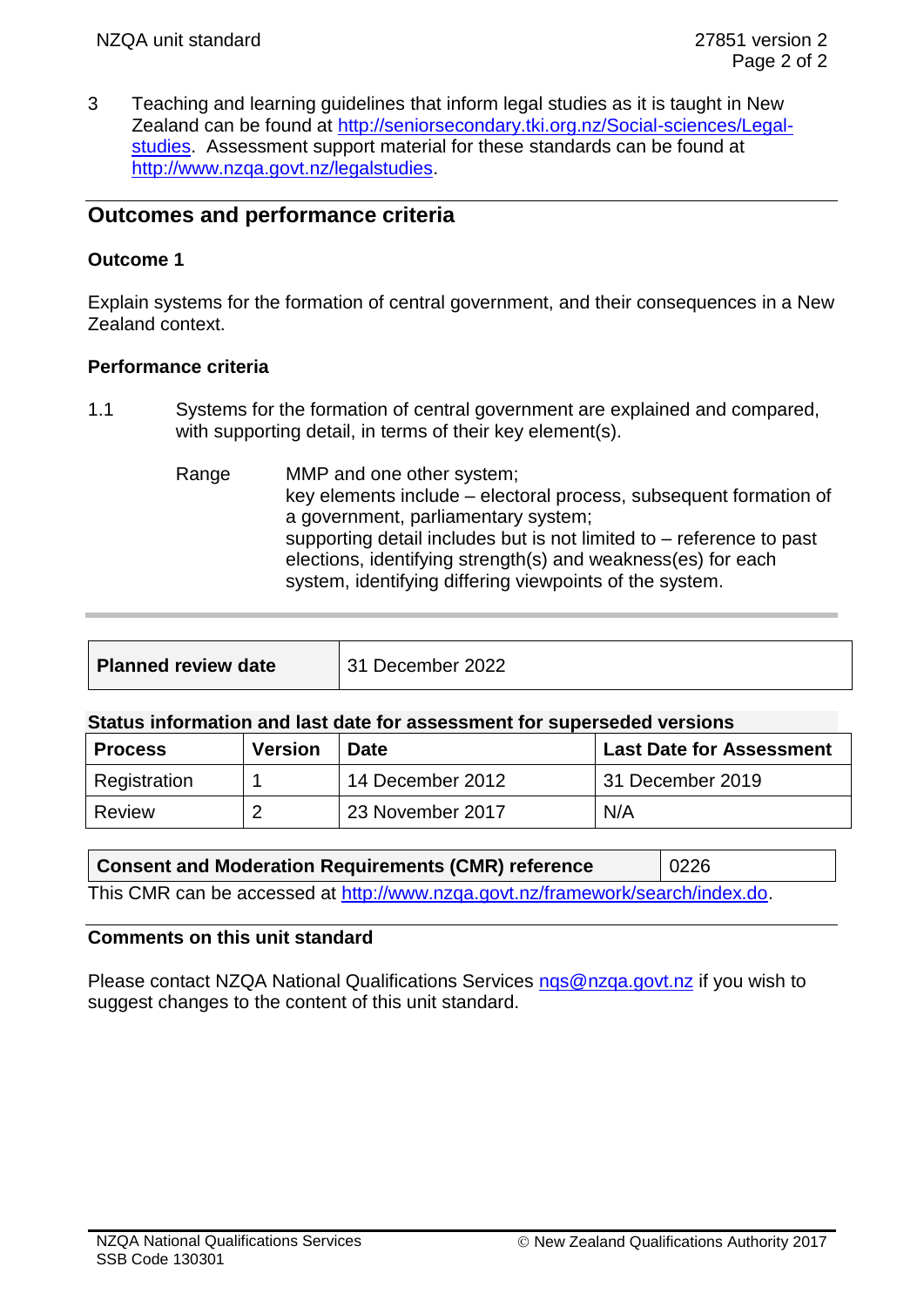3 Teaching and learning guidelines that inform legal studies as it is taught in New Zealand can be found at http://seniorsecondary.tki.org.nz/Social-sciences/Legal-studies. Assessment support material for these standards can be found at http://www.nzqa.govt.nz/legalstudies.

## Outcomes and performance criteria

### Outcome 1

Explain systems for the formation of central government, and their consequences in a New Zealand context.

### Performance criteria

1.1 Systems for the formation of central government are explained and compared, with supporting detail, in terms of their key element(s).

Range: MMP and one other system;
key elements include – electoral process, subsequent formation of a government, parliamentary system;
supporting detail includes but is not limited to – reference to past elections, identifying strength(s) and weakness(es) for each system, identifying differing viewpoints of the system.

| | |
|---|---|
| **Planned review date** | 31 December 2022 |

**Status information and last date for assessment for superseded versions**

| Process | Version | Date | Last Date for Assessment |
|---|---|---|---|
| Registration | 1 | 14 December 2012 | 31 December 2019 |
| Review | 2 | 23 November 2017 | N/A |

| | |
|---|---|
| **Consent and Moderation Requirements (CMR) reference** | 0226 |

This CMR can be accessed at http://www.nzqa.govt.nz/framework/search/index.do.

### Comments on this unit standard

Please contact NZQA National Qualifications Services nqs@nzqa.govt.nz if you wish to suggest changes to the content of this unit standard.